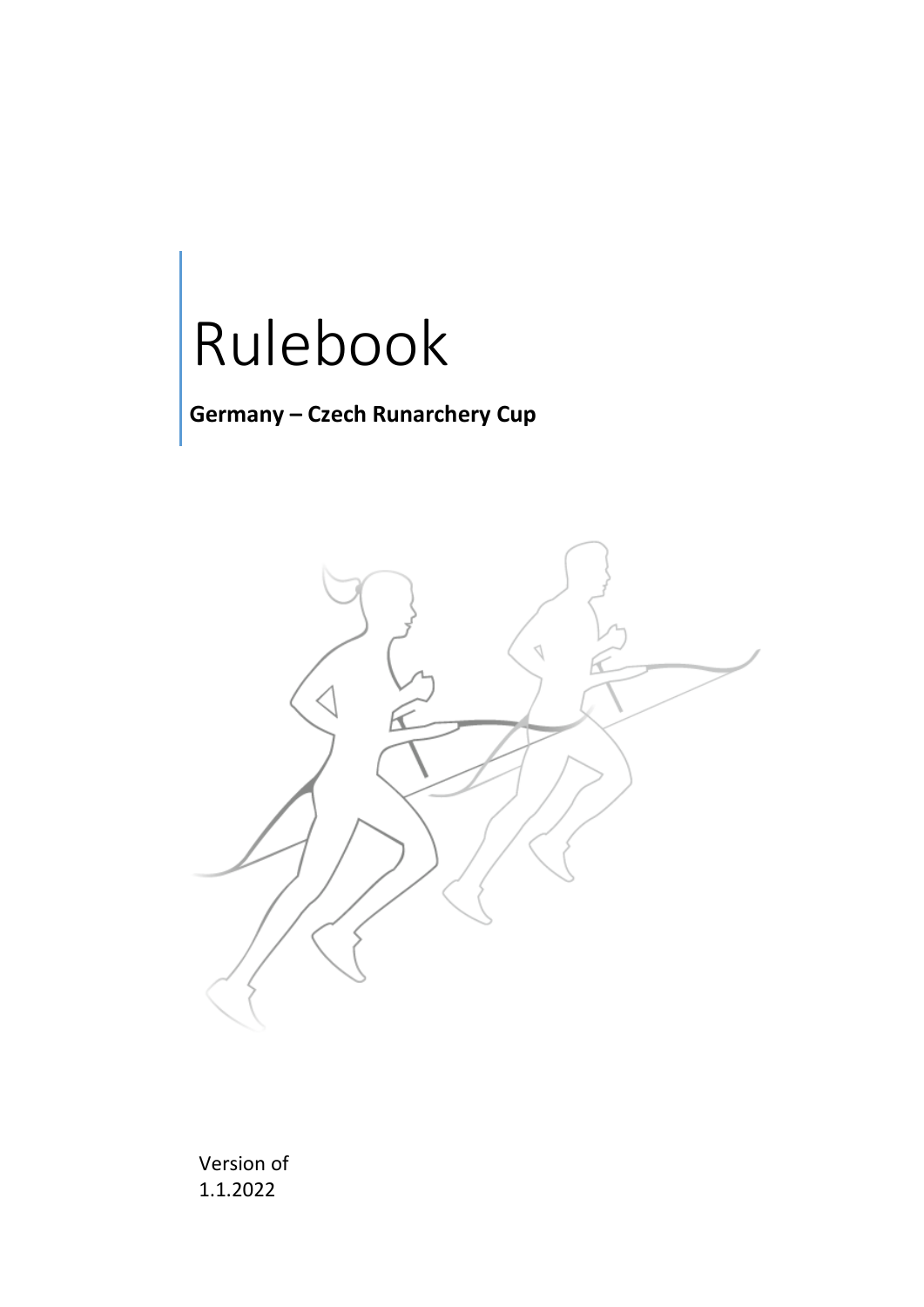# Rulebook

**Germany – Czech Runarchery Cup**

Version of
1.1.2022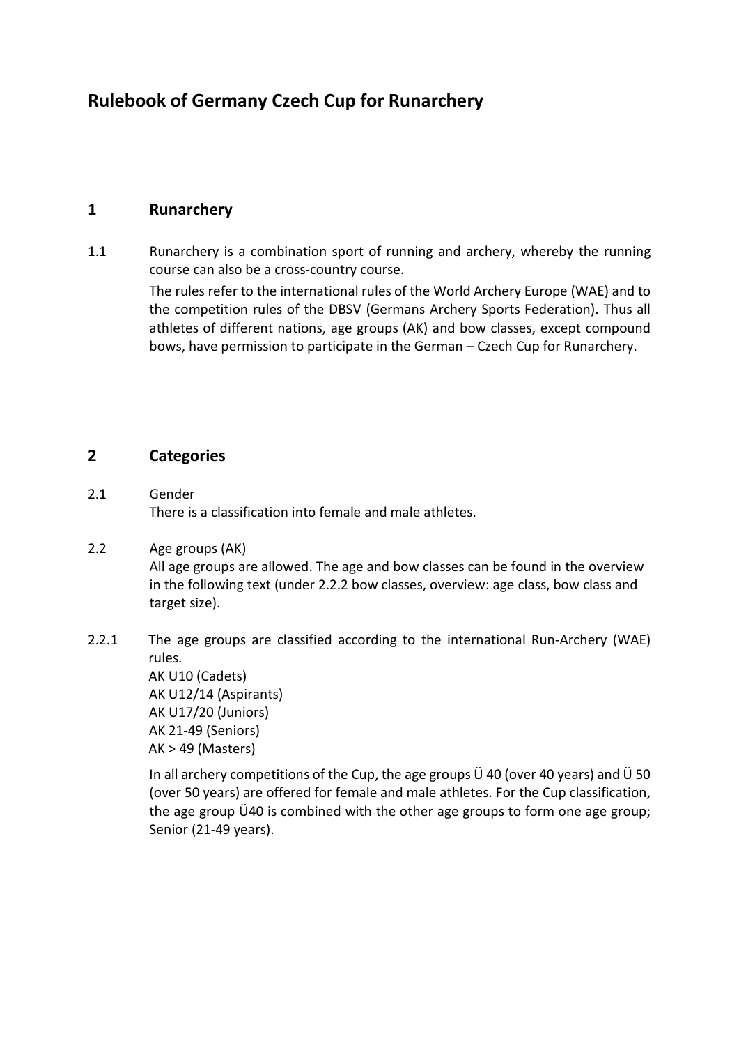# Rulebook of Germany Czech Cup for Runarchery

## 1 Runarchery

1.1 Runarchery is a combination sport of running and archery, whereby the running course can also be a cross-country course.

The rules refer to the international rules of the World Archery Europe (WAE) and to the competition rules of the DBSV (Germans Archery Sports Federation). Thus all athletes of different nations, age groups (AK) and bow classes, except compound bows, have permission to participate in the German – Czech Cup for Runarchery.

## 2 Categories

2.1 Gender

There is a classification into female and male athletes.

2.2 Age groups (AK)

All age groups are allowed. The age and bow classes can be found in the overview in the following text (under 2.2.2 bow classes, overview: age class, bow class and target size).

2.2.1 The age groups are classified according to the international Run-Archery (WAE) rules.

AK U10 (Cadets)
AK U12/14 (Aspirants)
AK U17/20 (Juniors)
AK 21-49 (Seniors)
AK > 49 (Masters)

In all archery competitions of the Cup, the age groups Ü 40 (over 40 years) and Ü 50 (over 50 years) are offered for female and male athletes. For the Cup classification, the age group Ü40 is combined with the other age groups to form one age group; Senior (21-49 years).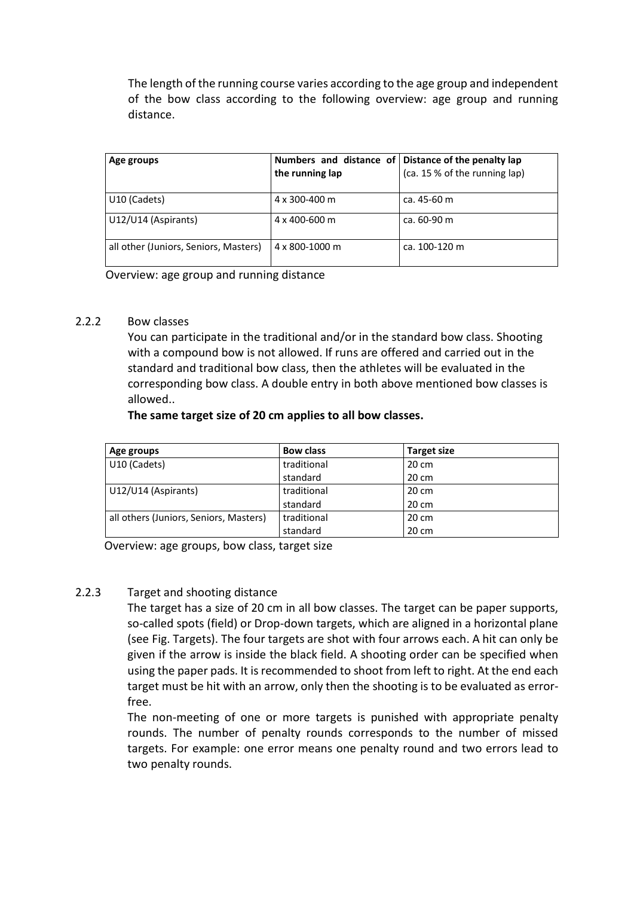The length of the running course varies according to the age group and independent of the bow class according to the following overview: age group and running distance.

| Age groups | Numbers and distance of the running lap | Distance of the penalty lap (ca. 15 % of the running lap) |
|---|---|---|
| U10 (Cadets) | 4 x 300-400 m | ca. 45-60 m |
| U12/U14 (Aspirants) | 4 x 400-600 m | ca. 60-90 m |
| all other (Juniors, Seniors, Masters) | 4 x 800-1000 m | ca. 100-120 m |

Overview: age group and running distance

### 2.2.2 Bow classes

You can participate in the traditional and/or in the standard bow class. Shooting with a compound bow is not allowed. If runs are offered and carried out in the standard and traditional bow class, then the athletes will be evaluated in the corresponding bow class. A double entry in both above mentioned bow classes is allowed..

**The same target size of 20 cm applies to all bow classes.**

| Age groups | Bow class | Target size |
|---|---|---|
| U10 (Cadets) | traditional | 20 cm |
| | standard | 20 cm |
| U12/U14 (Aspirants) | traditional | 20 cm |
| | standard | 20 cm |
| all others (Juniors, Seniors, Masters) | traditional | 20 cm |
| | standard | 20 cm |

Overview: age groups, bow class, target size

### 2.2.3 Target and shooting distance

The target has a size of 20 cm in all bow classes. The target can be paper supports, so-called spots (field) or Drop-down targets, which are aligned in a horizontal plane (see Fig. Targets). The four targets are shot with four arrows each. A hit can only be given if the arrow is inside the black field. A shooting order can be specified when using the paper pads. It is recommended to shoot from left to right. At the end each target must be hit with an arrow, only then the shooting is to be evaluated as error-free.

The non-meeting of one or more targets is punished with appropriate penalty rounds. The number of penalty rounds corresponds to the number of missed targets. For example: one error means one penalty round and two errors lead to two penalty rounds.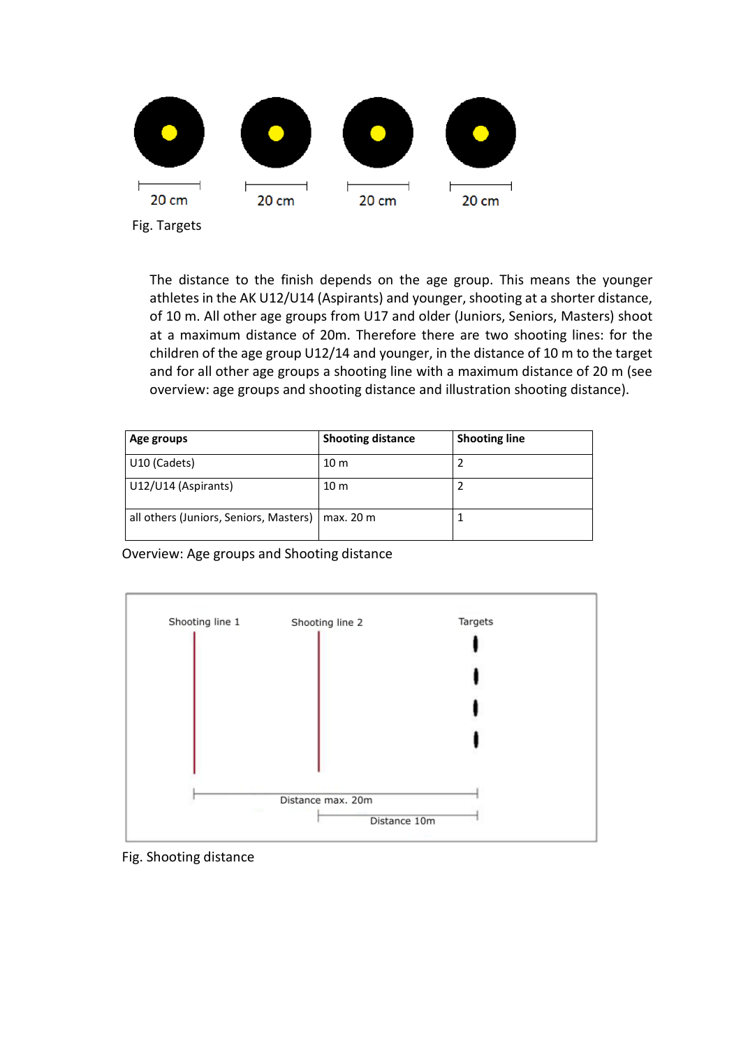20 cm 20 cm 20 cm 20 cm

Fig. Targets

The distance to the finish depends on the age group. This means the younger athletes in the AK U12/U14 (Aspirants) and younger, shooting at a shorter distance, of 10 m. All other age groups from U17 and older (Juniors, Seniors, Masters) shoot at a maximum distance of 20m. Therefore there are two shooting lines: for the children of the age group U12/14 and younger, in the distance of 10 m to the target and for all other age groups a shooting line with a maximum distance of 20 m (see overview: age groups and shooting distance and illustration shooting distance).

| Age groups | Shooting distance | Shooting line |
|---|---|---|
| U10 (Cadets) | 10 m | 2 |
| U12/U14 (Aspirants) | 10 m | 2 |
| all others (Juniors, Seniors, Masters) | max. 20 m | 1 |

Overview: Age groups and Shooting distance

Shooting line 1 Shooting line 2 Targets

Distance max. 20m

Distance 10m

Fig. Shooting distance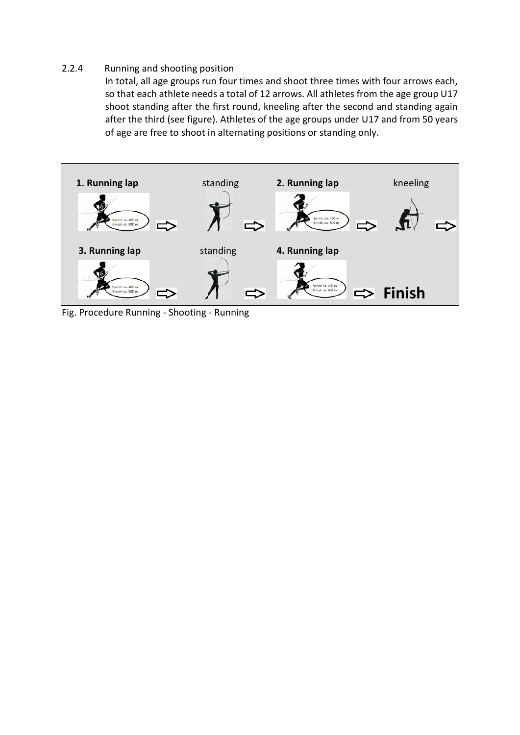### 2.2.4 Running and shooting position

In total, all age groups run four times and shoot three times with four arrows each, so that each athlete needs a total of 12 arrows. All athletes from the age group U17 shoot standing after the first round, kneeling after the second and standing again after the third (see figure). Athletes of the age groups under U17 and from 50 years of age are free to shoot in alternating positions or standing only.

**1. Running lap**

Sprint: ca. 400 m
Einzel: ca. 800 m

standing

**2. Running lap**

Sprint: ca. 400 m
Einzel: ca. 800 m

kneeling

**3. Running lap**

Sprint: ca. 400 m
Einzel: ca. 800 m

standing

**4. Running lap**

Sprint: ca. 400 m
Einzel: ca. 800 m

**Finish**

Fig. Procedure Running - Shooting - Running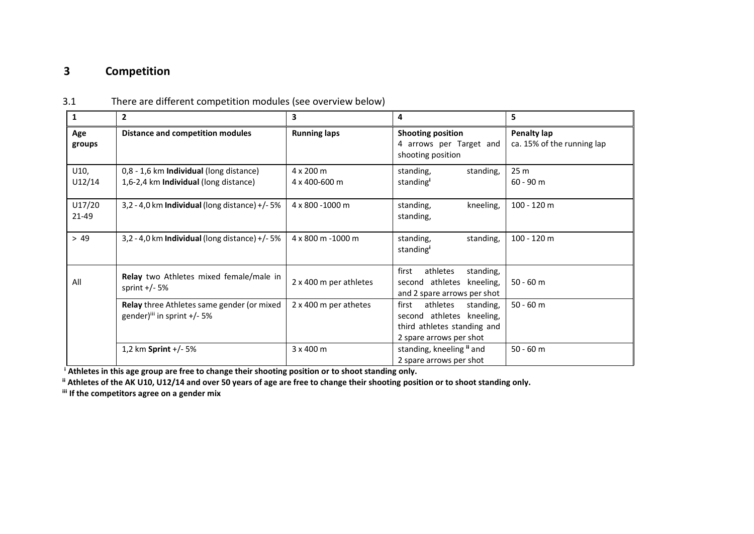# 3 Competition

3.1 There are different competition modules (see overview below)

| 1 | 2 | 3 | 4 | 5 |
|---|---|---|---|---|
| **Age groups** | **Distance and competition modules** | **Running laps** | **Shooting position** 4 arrows per Target and shooting position | **Penalty lap** ca. 15% of the running lap |
| U10, U12/14 | 0,8 - 1,6 km **Individual** (long distance) 1,6-2,4 km **Individual** (long distance) | 4 x 200 m 4 x 400-600 m | standing, standing, standing[i] | 25 m 60 - 90 m |
| U17/20 21-49 | 3,2 - 4,0 km **Individual** (long distance) +/- 5% | 4 x 800 -1000 m | standing, kneeling, standing, | 100 - 120 m |
| > 49 | 3,2 - 4,0 km **Individual** (long distance) +/- 5% | 4 x 800 m -1000 m | standing, standing, standing[i] | 100 - 120 m |
| All | **Relay** two Athletes mixed female/male in sprint +/- 5% | 2 x 400 m per athletes | first athletes standing, second athletes kneeling, and 2 spare arrows per shot | 50 - 60 m |
| | **Relay** three Athletes same gender (or mixed gender)[iii] in sprint +/- 5% | 2 x 400 m per athetes | first athletes standing, second athletes kneeling, third athletes standing and 2 spare arrows per shot | 50 - 60 m |
| | 1,2 km **Sprint** +/- 5% | 3 x 400 m | standing, kneeling [ii] and 2 spare arrows per shot | 50 - 60 m |

**[i] Athletes in this age group are free to change their shooting position or to shoot standing only.**

**[ii] Athletes of the AK U10, U12/14 and over 50 years of age are free to change their shooting position or to shoot standing only.**

**[iii] If the competitors agree on a gender mix**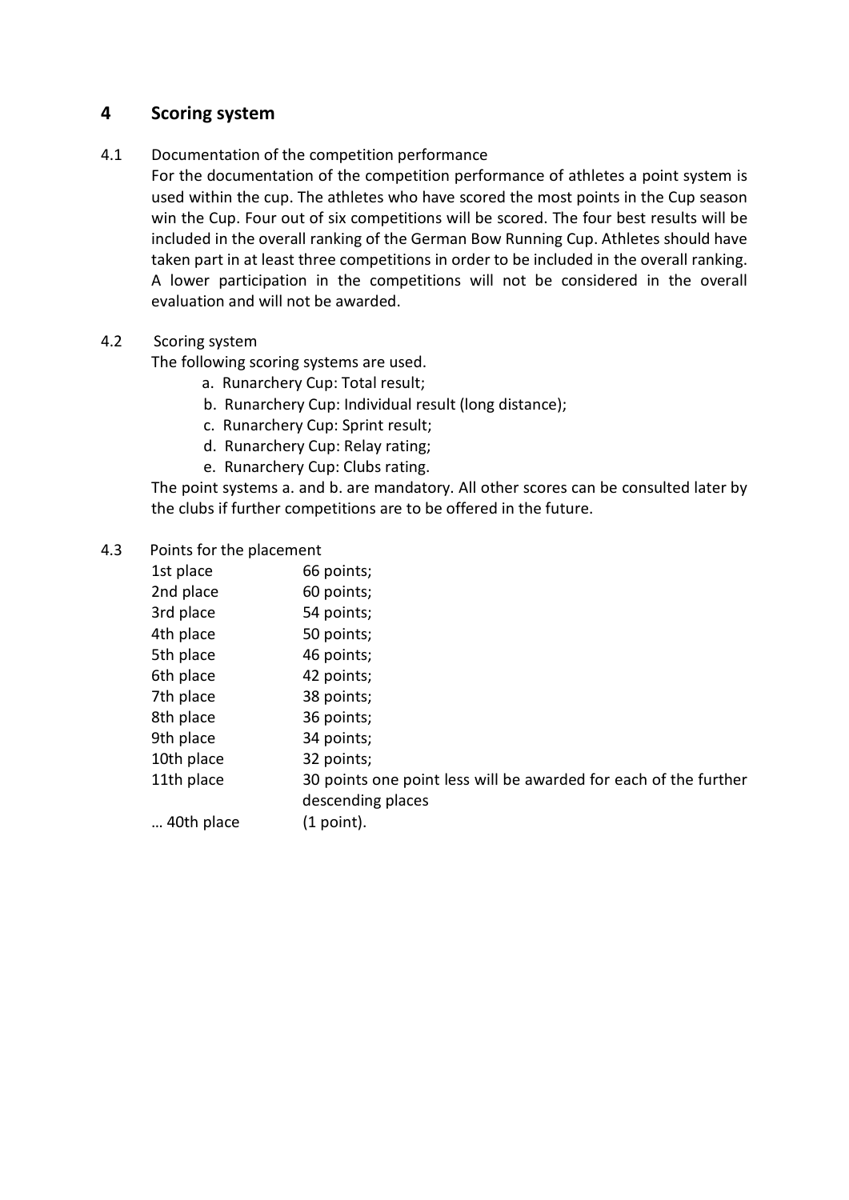## 4 Scoring system

4.1 Documentation of the competition performance

For the documentation of the competition performance of athletes a point system is used within the cup. The athletes who have scored the most points in the Cup season win the Cup. Four out of six competitions will be scored. The four best results will be included in the overall ranking of the German Bow Running Cup. Athletes should have taken part in at least three competitions in order to be included in the overall ranking. A lower participation in the competitions will not be considered in the overall evaluation and will not be awarded.

4.2 Scoring system

The following scoring systems are used.

a. Runarchery Cup: Total result;
b. Runarchery Cup: Individual result (long distance);
c. Runarchery Cup: Sprint result;
d. Runarchery Cup: Relay rating;
e. Runarchery Cup: Clubs rating.

The point systems a. and b. are mandatory. All other scores can be consulted later by the clubs if further competitions are to be offered in the future.

4.3 Points for the placement

| | |
|---|---|
| 1st place | 66 points; |
| 2nd place | 60 points; |
| 3rd place | 54 points; |
| 4th place | 50 points; |
| 5th place | 46 points; |
| 6th place | 42 points; |
| 7th place | 38 points; |
| 8th place | 36 points; |
| 9th place | 34 points; |
| 10th place | 32 points; |
| 11th place | 30 points one point less will be awarded for each of the further descending places |
| … 40th place | (1 point). |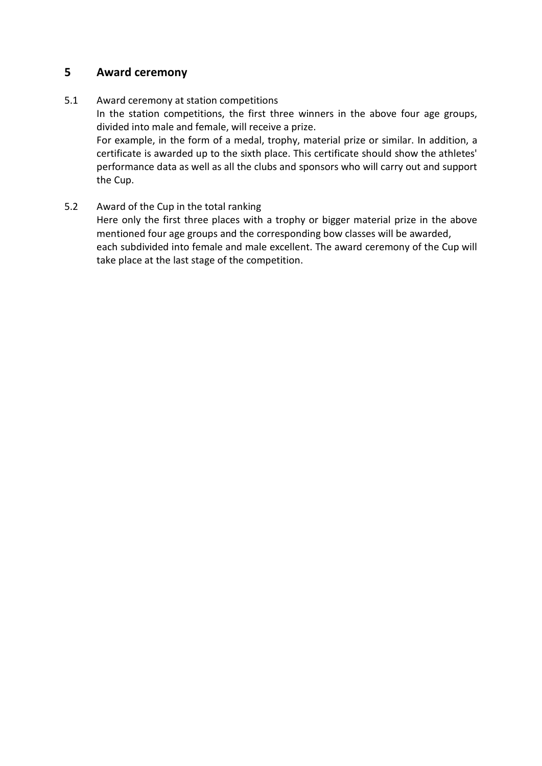## 5 Award ceremony

### 5.1 Award ceremony at station competitions

In the station competitions, the first three winners in the above four age groups, divided into male and female, will receive a prize.
For example, in the form of a medal, trophy, material prize or similar. In addition, a certificate is awarded up to the sixth place. This certificate should show the athletes' performance data as well as all the clubs and sponsors who will carry out and support the Cup.

### 5.2 Award of the Cup in the total ranking

Here only the first three places with a trophy or bigger material prize in the above mentioned four age groups and the corresponding bow classes will be awarded,
each subdivided into female and male excellent. The award ceremony of the Cup will take place at the last stage of the competition.